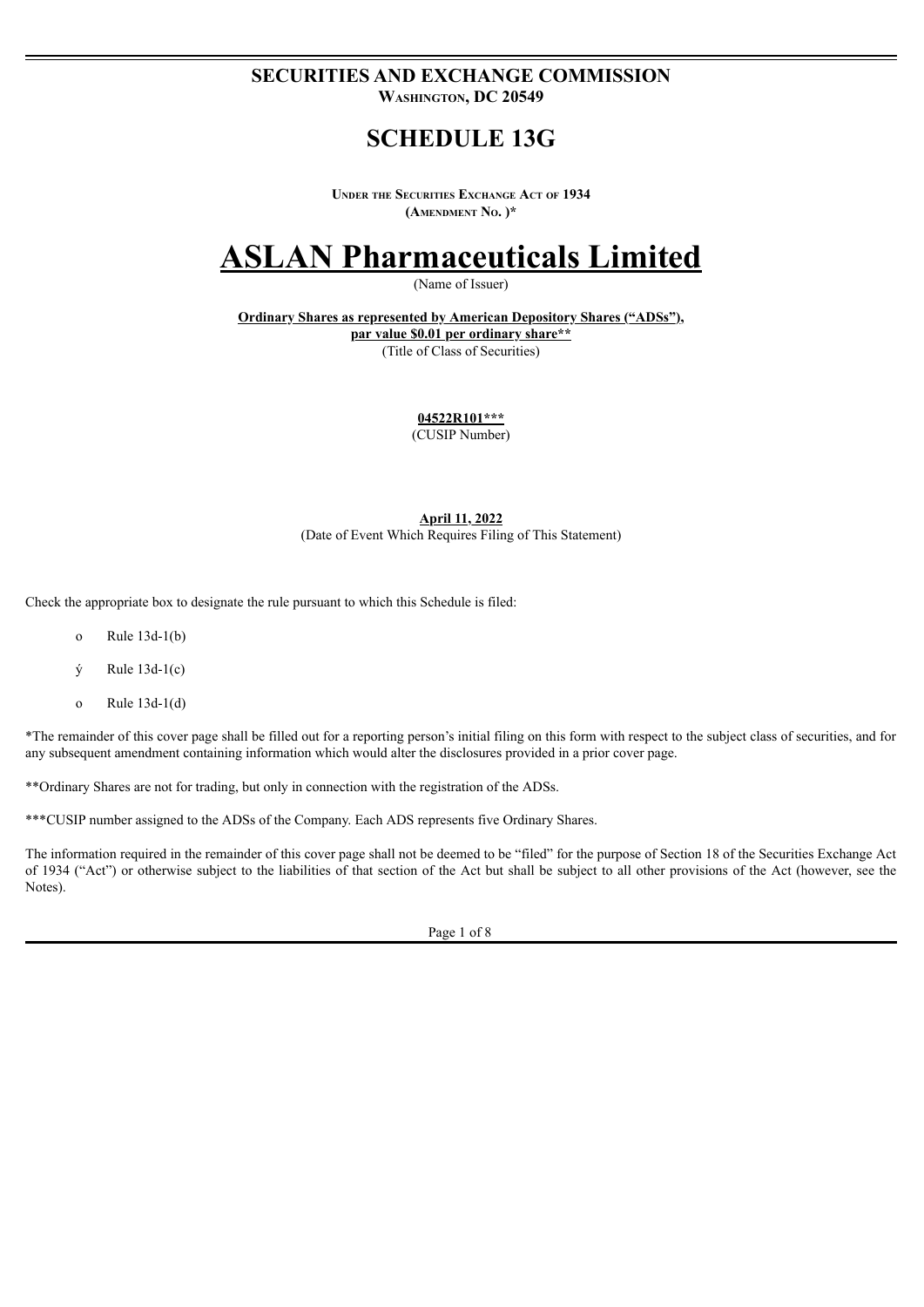# SECURITIES AND EXCHANGE COMMISSION

**Washington, DC 20549**

# SCHEDULE 13G

**Under the Securities Exchange Act of 1934**
**(Amendment No. )***

# ASLAN Pharmaceuticals Limited

(Name of Issuer)

**Ordinary Shares as represented by American Depository Shares ("ADSs"), par value $0.01 per ordinary share****
(Title of Class of Securities)

**04522R101*****
(CUSIP Number)

**April 11, 2022**
(Date of Event Which Requires Filing of This Statement)

Check the appropriate box to designate the rule pursuant to which this Schedule is filed:

- o Rule 13d-1(b)
- ý Rule 13d-1(c)
- o Rule 13d-1(d)

*The remainder of this cover page shall be filled out for a reporting person's initial filing on this form with respect to the subject class of securities, and for any subsequent amendment containing information which would alter the disclosures provided in a prior cover page.

**Ordinary Shares are not for trading, but only in connection with the registration of the ADSs.

***CUSIP number assigned to the ADSs of the Company. Each ADS represents five Ordinary Shares.

The information required in the remainder of this cover page shall not be deemed to be "filed" for the purpose of Section 18 of the Securities Exchange Act of 1934 ("Act") or otherwise subject to the liabilities of that section of the Act but shall be subject to all other provisions of the Act (however, see the Notes).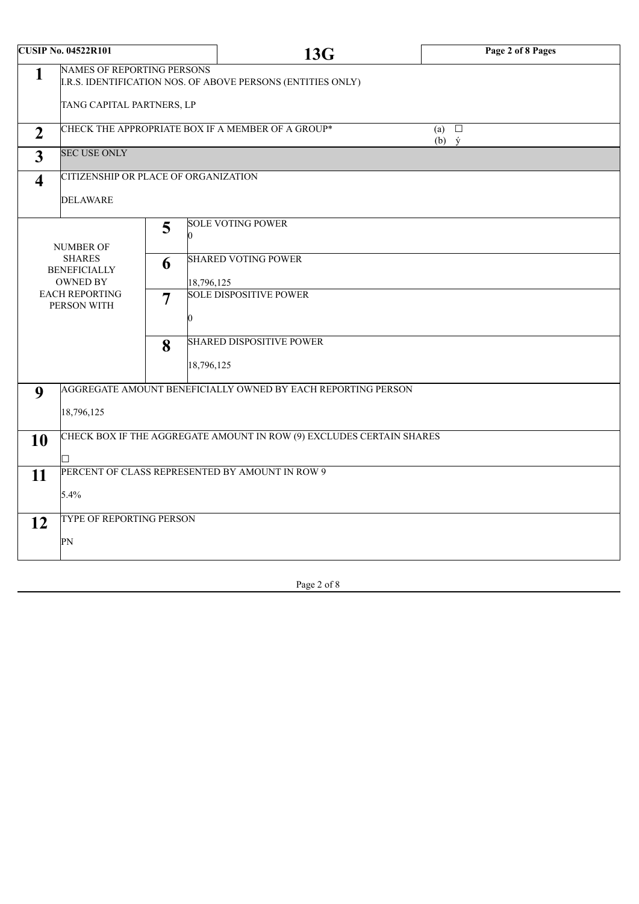| CUSIP No. 04522R101 | | | 13G | |
|---|---|---|---|---|
| **1** | NAMES OF REPORTING PERSONS<br>I.R.S. IDENTIFICATION NOS. OF ABOVE PERSONS (ENTITIES ONLY)<br><br>TANG CAPITAL PARTNERS, LP | | | |
| **2** | CHECK THE APPROPRIATE BOX IF A MEMBER OF A GROUP* | | | (a) ☐<br>(b) ý |
| **3** | SEC USE ONLY | | | |
| **4** | CITIZENSHIP OR PLACE OF ORGANIZATION<br><br>DELAWARE | | | |
| NUMBER OF SHARES BENEFICIALLY OWNED BY EACH REPORTING PERSON WITH | | **5** | SOLE VOTING POWER<br>0 | |
| | | **6** | SHARED VOTING POWER<br><br>18,796,125 | |
| | | **7** | SOLE DISPOSITIVE POWER<br><br>0 | |
| | | **8** | SHARED DISPOSITIVE POWER<br><br>18,796,125 | |
| **9** | AGGREGATE AMOUNT BENEFICIALLY OWNED BY EACH REPORTING PERSON<br><br>18,796,125 | | | |
| **10** | CHECK BOX IF THE AGGREGATE AMOUNT IN ROW (9) EXCLUDES CERTAIN SHARES<br><br>☐ | | | |
| **11** | PERCENT OF CLASS REPRESENTED BY AMOUNT IN ROW 9<br><br>5.4% | | | |
| **12** | TYPE OF REPORTING PERSON<br><br>PN | | | |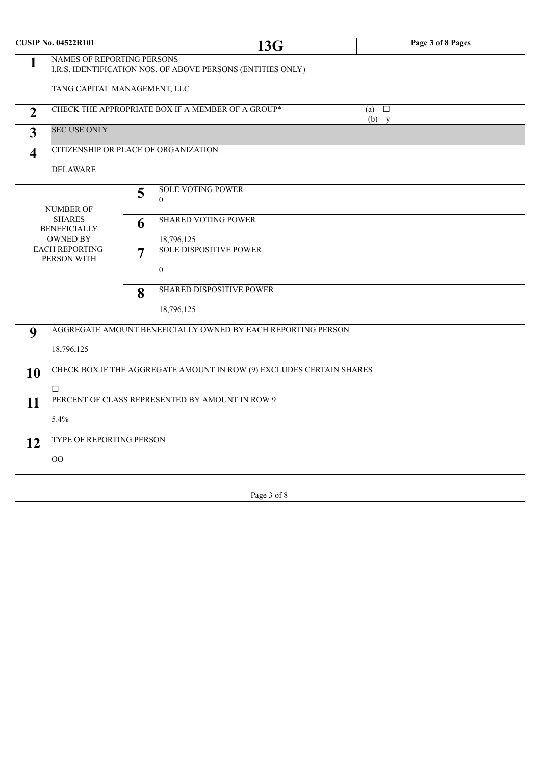| CUSIP No. 04522R101 | | | 13G | Page 3 of 8 Pages |
|---|---|---|---|---|
| **1** | NAMES OF REPORTING PERSONS<br>I.R.S. IDENTIFICATION NOS. OF ABOVE PERSONS (ENTITIES ONLY)<br><br>TANG CAPITAL MANAGEMENT, LLC | | | |
| **2** | CHECK THE APPROPRIATE BOX IF A MEMBER OF A GROUP* | | | (a) ☐<br>(b) ý |
| **3** | SEC USE ONLY | | | |
| **4** | CITIZENSHIP OR PLACE OF ORGANIZATION<br><br>DELAWARE | | | |
| NUMBER OF SHARES BENEFICIALLY OWNED BY EACH REPORTING PERSON WITH | | **5** | SOLE VOTING POWER<br>0 | |
| | | **6** | SHARED VOTING POWER<br>18,796,125 | |
| | | **7** | SOLE DISPOSITIVE POWER<br>0 | |
| | | **8** | SHARED DISPOSITIVE POWER<br>18,796,125 | |
| **9** | AGGREGATE AMOUNT BENEFICIALLY OWNED BY EACH REPORTING PERSON<br><br>18,796,125 | | | |
| **10** | CHECK BOX IF THE AGGREGATE AMOUNT IN ROW (9) EXCLUDES CERTAIN SHARES<br><br>☐ | | | |
| **11** | PERCENT OF CLASS REPRESENTED BY AMOUNT IN ROW 9<br><br>5.4% | | | |
| **12** | TYPE OF REPORTING PERSON<br><br>OO | | | |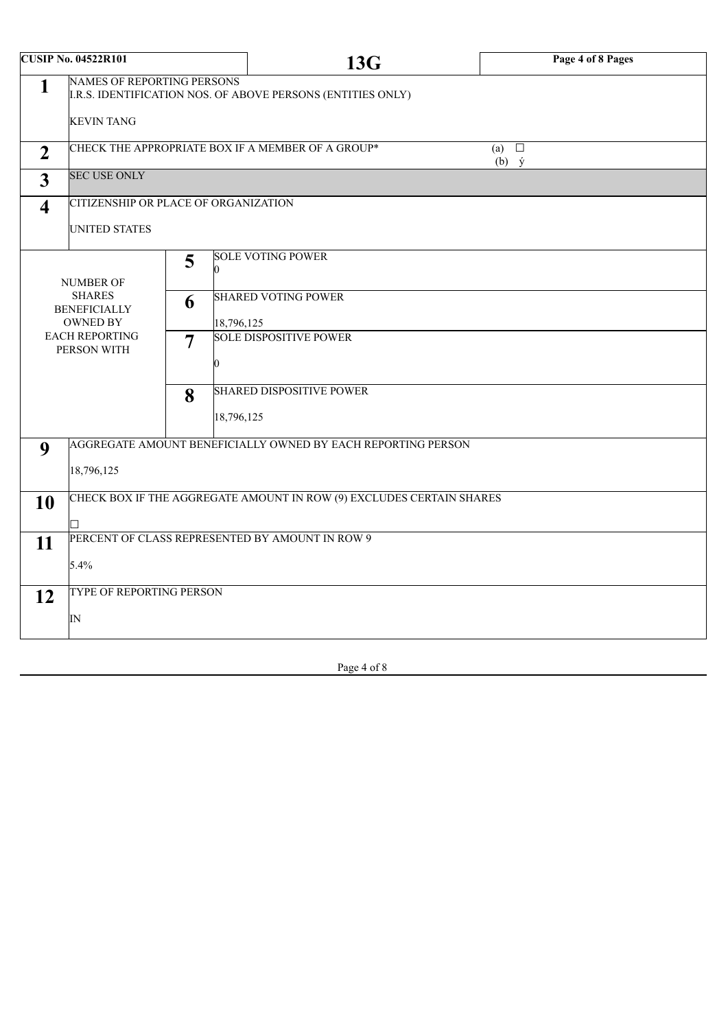| CUSIP No. 04522R101 | | | 13G | Page 4 of 8 Pages |
|---|---|---|---|---|
| 1 | NAMES OF REPORTING PERSONS<br>I.R.S. IDENTIFICATION NOS. OF ABOVE PERSONS (ENTITIES ONLY)<br><br>KEVIN TANG | | | |
| 2 | CHECK THE APPROPRIATE BOX IF A MEMBER OF A GROUP* | | | (a) ☐<br>(b) ý |
| 3 | SEC USE ONLY | | | |
| 4 | CITIZENSHIP OR PLACE OF ORGANIZATION<br><br>UNITED STATES | | | |
| NUMBER OF SHARES BENEFICIALLY OWNED BY EACH REPORTING PERSON WITH | 5 | SOLE VOTING POWER<br>0 | | |
| | 6 | SHARED VOTING POWER<br><br>18,796,125 | | |
| | 7 | SOLE DISPOSITIVE POWER<br><br>0 | | |
| | 8 | SHARED DISPOSITIVE POWER<br><br>18,796,125 | | |
| 9 | AGGREGATE AMOUNT BENEFICIALLY OWNED BY EACH REPORTING PERSON<br><br>18,796,125 | | | |
| 10 | CHECK BOX IF THE AGGREGATE AMOUNT IN ROW (9) EXCLUDES CERTAIN SHARES<br><br>☐ | | | |
| 11 | PERCENT OF CLASS REPRESENTED BY AMOUNT IN ROW 9<br><br>5.4% | | | |
| 12 | TYPE OF REPORTING PERSON<br><br>IN | | | |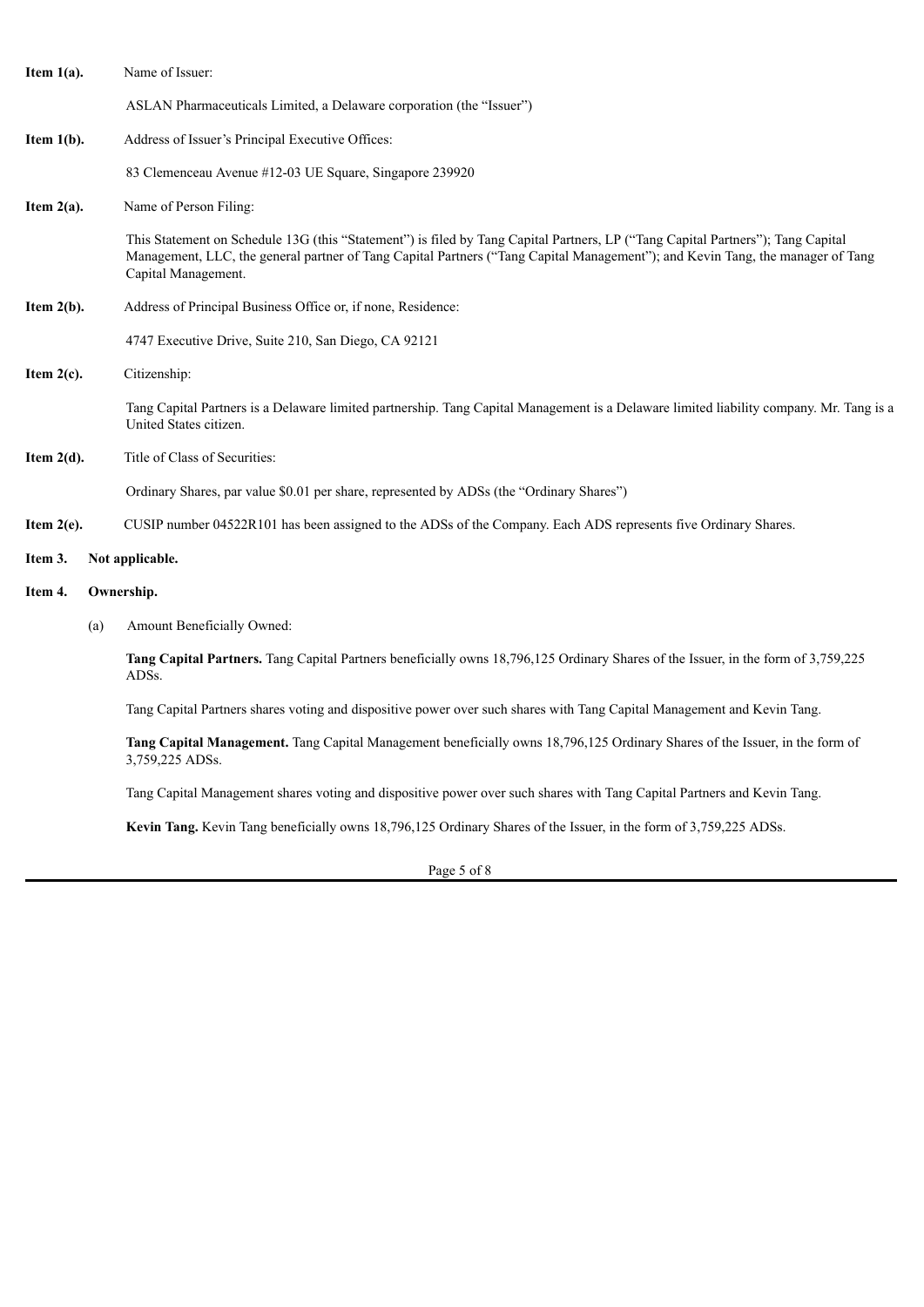**Item 1(a).** Name of Issuer:

ASLAN Pharmaceuticals Limited, a Delaware corporation (the "Issuer")

**Item 1(b).** Address of Issuer's Principal Executive Offices:

83 Clemenceau Avenue #12-03 UE Square, Singapore 239920

**Item 2(a).** Name of Person Filing:

This Statement on Schedule 13G (this "Statement") is filed by Tang Capital Partners, LP ("Tang Capital Partners"); Tang Capital Management, LLC, the general partner of Tang Capital Partners ("Tang Capital Management"); and Kevin Tang, the manager of Tang Capital Management.

**Item 2(b).** Address of Principal Business Office or, if none, Residence:

4747 Executive Drive, Suite 210, San Diego, CA 92121

**Item 2(c).** Citizenship:

Tang Capital Partners is a Delaware limited partnership. Tang Capital Management is a Delaware limited liability company. Mr. Tang is a United States citizen.

**Item 2(d).** Title of Class of Securities:

Ordinary Shares, par value $0.01 per share, represented by ADSs (the "Ordinary Shares")

**Item 2(e).** CUSIP number 04522R101 has been assigned to the ADSs of the Company. Each ADS represents five Ordinary Shares.

**Item 3. Not applicable.**

**Item 4. Ownership.**

(a) Amount Beneficially Owned:

**Tang Capital Partners.** Tang Capital Partners beneficially owns 18,796,125 Ordinary Shares of the Issuer, in the form of 3,759,225 ADSs.

Tang Capital Partners shares voting and dispositive power over such shares with Tang Capital Management and Kevin Tang.

**Tang Capital Management.** Tang Capital Management beneficially owns 18,796,125 Ordinary Shares of the Issuer, in the form of 3,759,225 ADSs.

Tang Capital Management shares voting and dispositive power over such shares with Tang Capital Partners and Kevin Tang.

**Kevin Tang.** Kevin Tang beneficially owns 18,796,125 Ordinary Shares of the Issuer, in the form of 3,759,225 ADSs.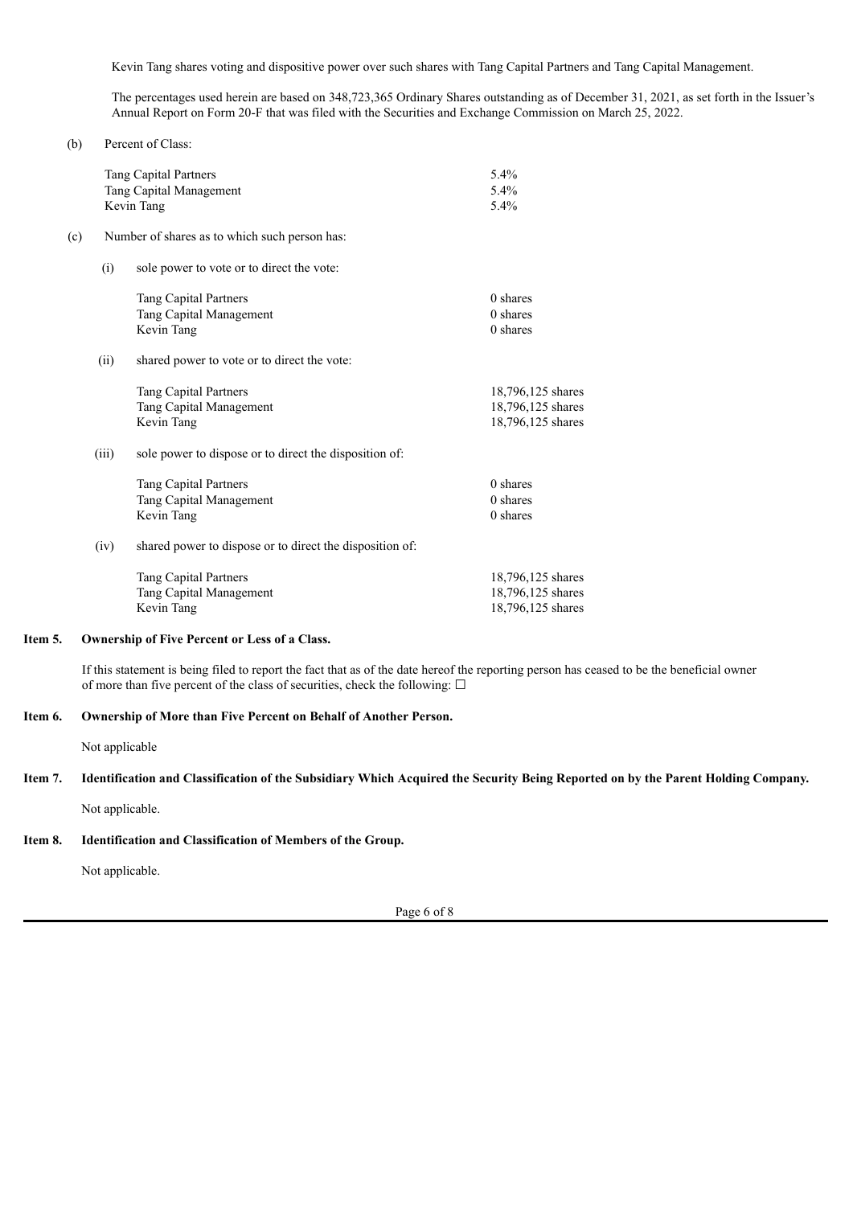Kevin Tang shares voting and dispositive power over such shares with Tang Capital Partners and Tang Capital Management.

The percentages used herein are based on 348,723,365 Ordinary Shares outstanding as of December 31, 2021, as set forth in the Issuer's Annual Report on Form 20-F that was filed with the Securities and Exchange Commission on March 25, 2022.

(b) Percent of Class:

| | |
|---|---|
| Tang Capital Partners | 5.4% |
| Tang Capital Management | 5.4% |
| Kevin Tang | 5.4% |

(c) Number of shares as to which such person has:

(i) sole power to vote or to direct the vote:

| | |
|---|---|
| Tang Capital Partners | 0 shares |
| Tang Capital Management | 0 shares |
| Kevin Tang | 0 shares |

(ii) shared power to vote or to direct the vote:

| | |
|---|---|
| Tang Capital Partners | 18,796,125 shares |
| Tang Capital Management | 18,796,125 shares |
| Kevin Tang | 18,796,125 shares |

(iii) sole power to dispose or to direct the disposition of:

| | |
|---|---|
| Tang Capital Partners | 0 shares |
| Tang Capital Management | 0 shares |
| Kevin Tang | 0 shares |

(iv) shared power to dispose or to direct the disposition of:

| | |
|---|---|
| Tang Capital Partners | 18,796,125 shares |
| Tang Capital Management | 18,796,125 shares |
| Kevin Tang | 18,796,125 shares |

**Item 5. Ownership of Five Percent or Less of a Class.**

If this statement is being filed to report the fact that as of the date hereof the reporting person has ceased to be the beneficial owner of more than five percent of the class of securities, check the following: ☐

**Item 6. Ownership of More than Five Percent on Behalf of Another Person.**

Not applicable

**Item 7. Identification and Classification of the Subsidiary Which Acquired the Security Being Reported on by the Parent Holding Company.**

Not applicable.

**Item 8. Identification and Classification of Members of the Group.**

Not applicable.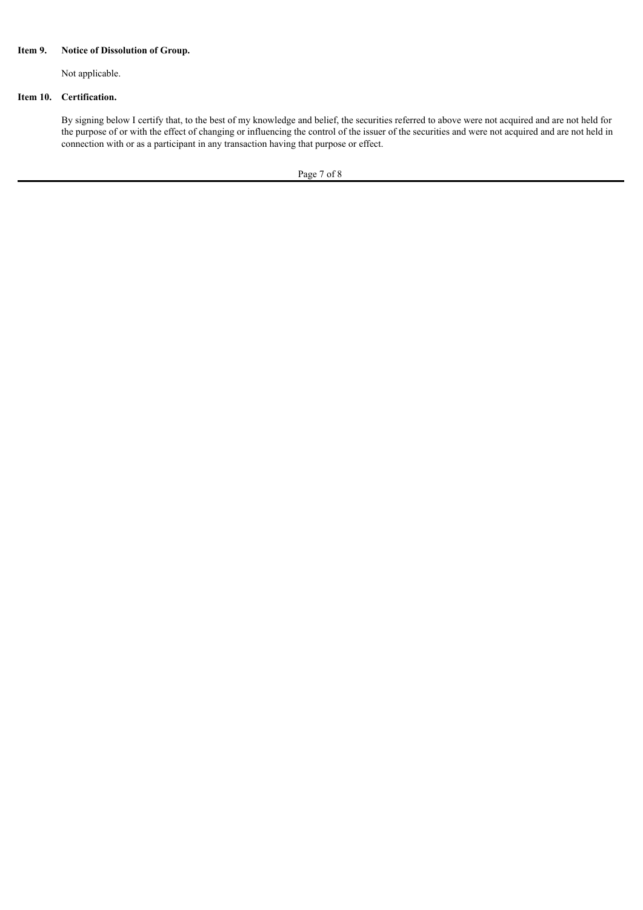**Item 9. Notice of Dissolution of Group.**

Not applicable.

**Item 10. Certification.**

By signing below I certify that, to the best of my knowledge and belief, the securities referred to above were not acquired and are not held for the purpose of or with the effect of changing or influencing the control of the issuer of the securities and were not acquired and are not held in connection with or as a participant in any transaction having that purpose or effect.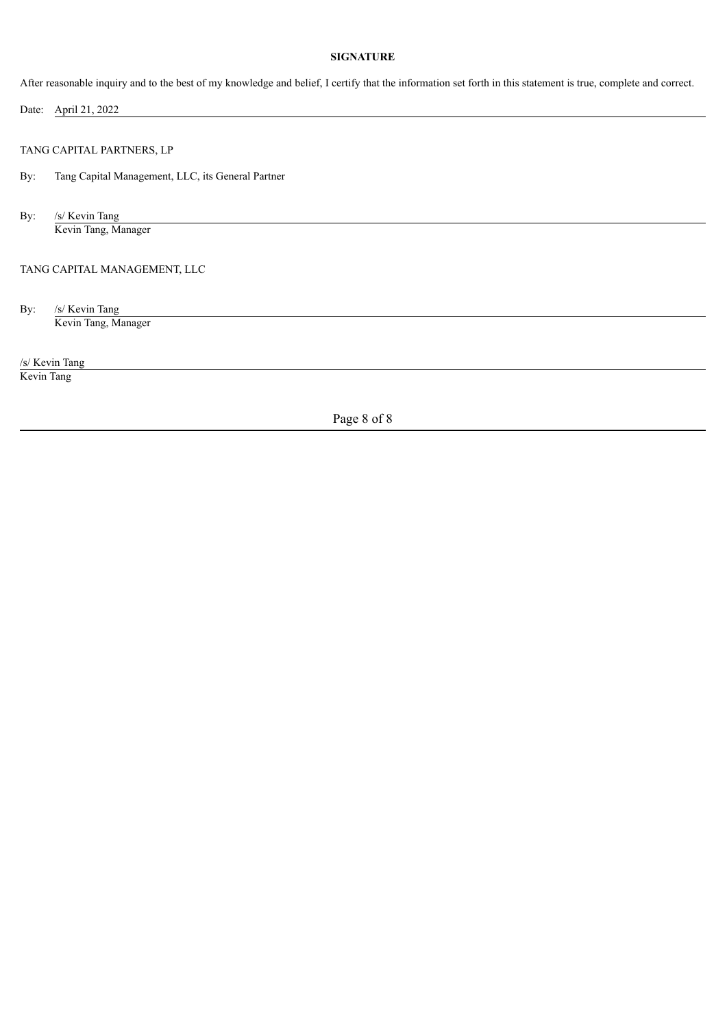**SIGNATURE**

After reasonable inquiry and to the best of my knowledge and belief, I certify that the information set forth in this statement is true, complete and correct.

Date: April 21, 2022

TANG CAPITAL PARTNERS, LP

By: Tang Capital Management, LLC, its General Partner

By: /s/ Kevin Tang
Kevin Tang, Manager

TANG CAPITAL MANAGEMENT, LLC

By: /s/ Kevin Tang
Kevin Tang, Manager

/s/ Kevin Tang
Kevin Tang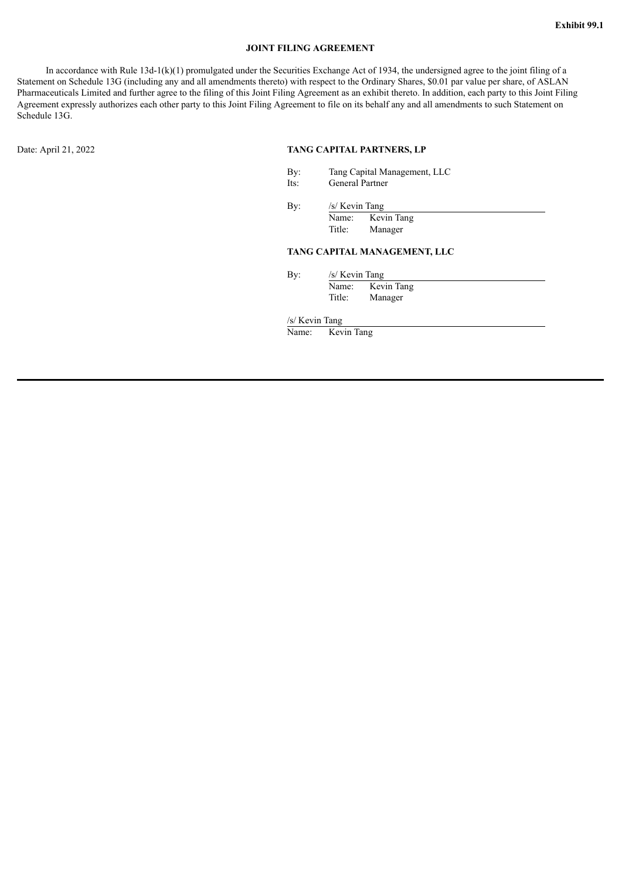**Exhibit 99.1**

**JOINT FILING AGREEMENT**

In accordance with Rule 13d-1(k)(1) promulgated under the Securities Exchange Act of 1934, the undersigned agree to the joint filing of a Statement on Schedule 13G (including any and all amendments thereto) with respect to the Ordinary Shares, $0.01 par value per share, of ASLAN Pharmaceuticals Limited and further agree to the filing of this Joint Filing Agreement as an exhibit thereto. In addition, each party to this Joint Filing Agreement expressly authorizes each other party to this Joint Filing Agreement to file on its behalf any and all amendments to such Statement on Schedule 13G.

Date: April 21, 2022

**TANG CAPITAL PARTNERS, LP**

By: Tang Capital Management, LLC
Its: General Partner

By: /s/ Kevin Tang
Name: Kevin Tang
Title: Manager

**TANG CAPITAL MANAGEMENT, LLC**

By: /s/ Kevin Tang
Name: Kevin Tang
Title: Manager

/s/ Kevin Tang
Name: Kevin Tang